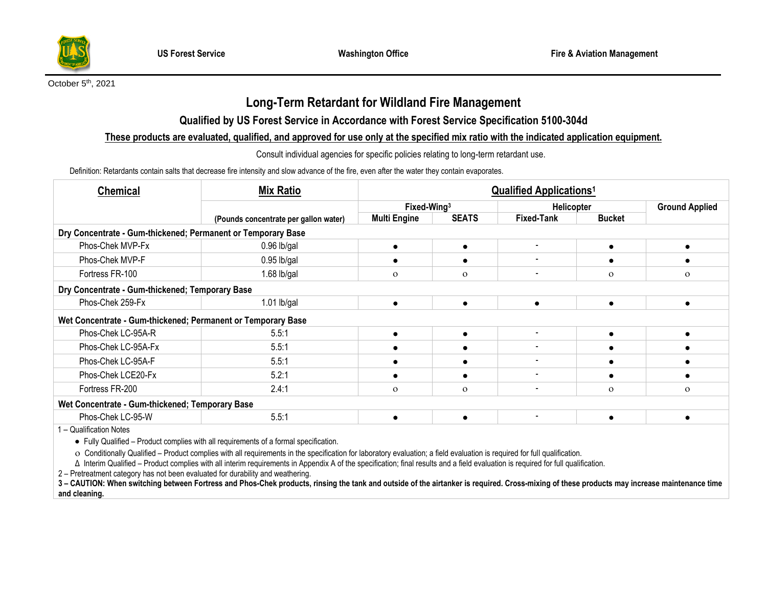US Forest Service | Washington Office | Fire & Aviation Management

October 5th, 2021

# Long-Term Retardant for Wildland Fire Management

## Qualified by US Forest Service in Accordance with Forest Service Specification 5100-304d

**These products are evaluated, qualified, and approved for use only at the specified mix ratio with the indicated application equipment.**

Consult individual agencies for specific policies relating to long-term retardant use.

Definition: Retardants contain salts that decrease fire intensity and slow advance of the fire, even after the water they contain evaporates.

| Chemical | Mix Ratio | Qualified Applications[1] | | | | |
|---|---|---|---|---|---|---|
| | | Fixed-Wing[3] | | Helicopter | | Ground Applied |
| | (Pounds concentrate per gallon water) | Multi Engine | SEATS | Fixed-Tank | Bucket | |
| **Dry Concentrate - Gum-thickened; Permanent or Temporary Base** | | | | | | |
| Phos-Chek MVP-Fx | 0.96 lb/gal | ● | ● | - | ● | ● |
| Phos-Chek MVP-F | 0.95 lb/gal | ● | ● | - | ● | ● |
| Fortress FR-100 | 1.68 lb/gal | o | o | - | o | o |
| **Dry Concentrate - Gum-thickened; Temporary Base** | | | | | | |
| Phos-Chek 259-Fx | 1.01 lb/gal | ● | ● | ● | ● | ● |
| **Wet Concentrate - Gum-thickened; Permanent or Temporary Base** | | | | | | |
| Phos-Chek LC-95A-R | 5.5:1 | ● | ● | - | ● | ● |
| Phos-Chek LC-95A-Fx | 5.5:1 | ● | ● | - | ● | ● |
| Phos-Chek LC-95A-F | 5.5:1 | ● | ● | - | ● | ● |
| Phos-Chek LCE20-Fx | 5.2:1 | ● | ● | - | ● | ● |
| Fortress FR-200 | 2.4:1 | o | o | - | o | o |
| **Wet Concentrate - Gum-thickened; Temporary Base** | | | | | | |
| Phos-Chek LC-95-W | 5.5:1 | ● | ● | - | ● | ● |

1 – Qualification Notes

- ● Fully Qualified – Product complies with all requirements of a formal specification.
- o Conditionally Qualified – Product complies with all requirements in the specification for laboratory evaluation; a field evaluation is required for full qualification.
- Δ Interim Qualified – Product complies with all interim requirements in Appendix A of the specification; final results and a field evaluation is required for full qualification.

2 – Pretreatment category has not been evaluated for durability and weathering.

**3 – CAUTION: When switching between Fortress and Phos-Chek products, rinsing the tank and outside of the airtanker is required. Cross-mixing of these products may increase maintenance time and cleaning.**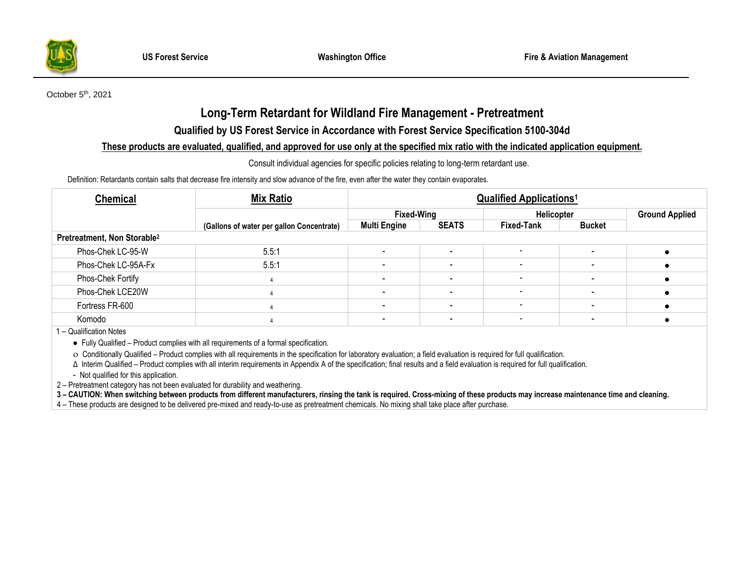US Forest Service — Washington Office — Fire & Aviation Management

October 5th, 2021

# Long-Term Retardant for Wildland Fire Management - Pretreatment

## Qualified by US Forest Service in Accordance with Forest Service Specification 5100-304d

**These products are evaluated, qualified, and approved for use only at the specified mix ratio with the indicated application equipment.**

Consult individual agencies for specific policies relating to long-term retardant use.

Definition: Retardants contain salts that decrease fire intensity and slow advance of the fire, even after the water they contain evaporates.

| Chemical | Mix Ratio | Qualified Applications[1] | | | | |
|---|---|---|---|---|---|---|
| | | Fixed-Wing | | Helicopter | | Ground Applied |
| | (Gallons of water per gallon Concentrate) | Multi Engine | SEATS | Fixed-Tank | Bucket | |
| **Pretreatment, Non Storable[2]** | | | | | | |
| Phos-Chek LC-95-W | 5.5:1 | - | - | - | - | ● |
| Phos-Chek LC-95A-Fx | 5.5:1 | - | - | - | - | ● |
| Phos-Chek Fortify | 4 | - | - | - | - | ● |
| Phos-Chek LCE20W | 4 | - | - | - | - | ● |
| Fortress FR-600 | 4 | - | - | - | - | ● |
| Komodo | 4 | - | - | - | - | ● |

1 – Qualification Notes

- ● Fully Qualified – Product complies with all requirements of a formal specification.
- ο Conditionally Qualified – Product complies with all requirements in the specification for laboratory evaluation; a field evaluation is required for full qualification.
- Δ Interim Qualified – Product complies with all interim requirements in Appendix A of the specification; final results and a field evaluation is required for full qualification.
- \- Not qualified for this application.

2 – Pretreatment category has not been evaluated for durability and weathering.

**3 – CAUTION: When switching between products from different manufacturers, rinsing the tank is required. Cross-mixing of these products may increase maintenance time and cleaning.**

4 – These products are designed to be delivered pre-mixed and ready-to-use as pretreatment chemicals. No mixing shall take place after purchase.